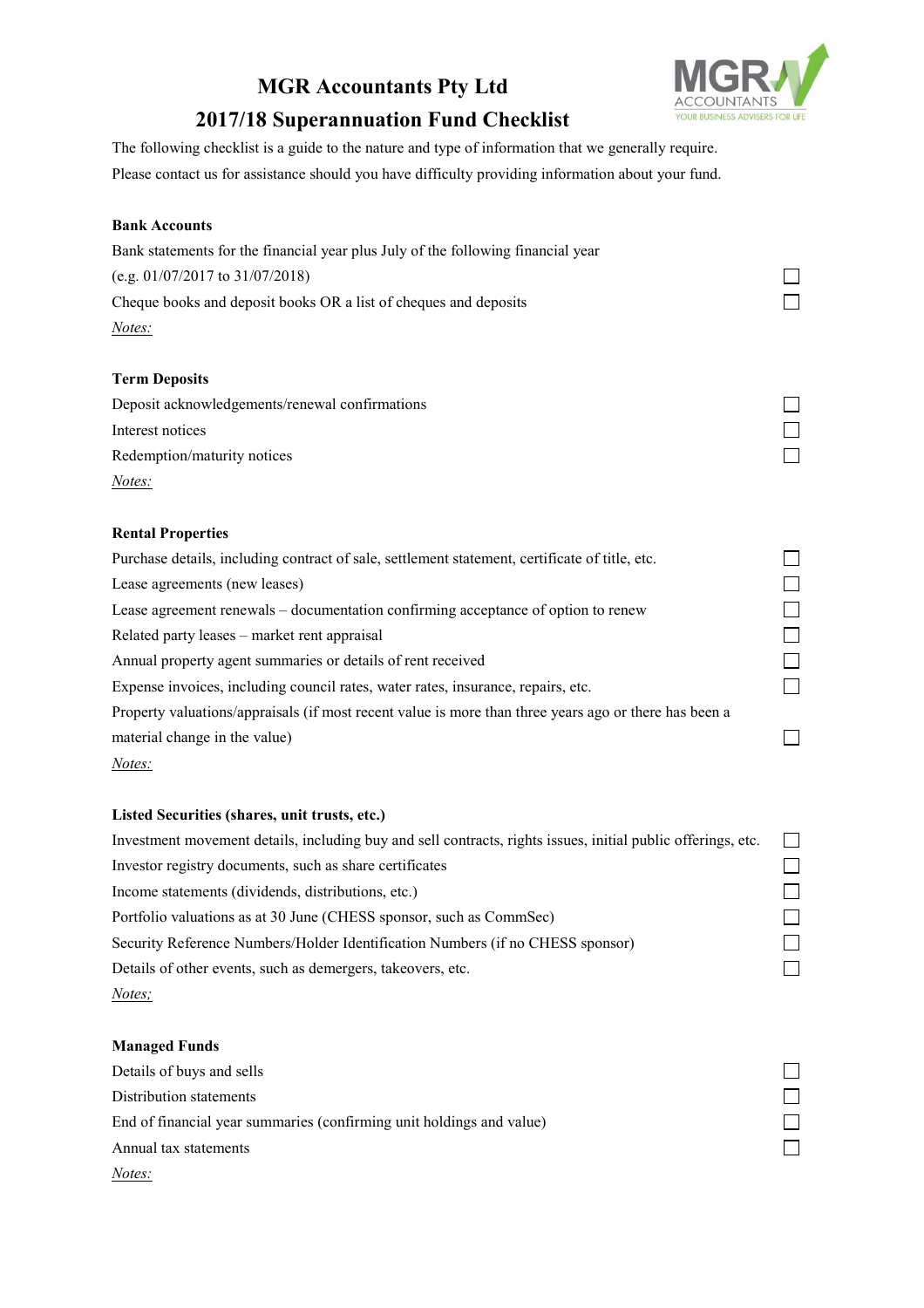# MGR Accountants Pty Ltd

## 2017/18 Superannuation Fund Checklist

The following checklist is a guide to the nature and type of information that we generally require.
Please contact us for assistance should you have difficulty providing information about your fund.

### Bank Accounts

- [ ] Bank statements for the financial year plus July of the following financial year (e.g. 01/07/2017 to 31/07/2018)
- [ ] Cheque books and deposit books OR a list of cheques and deposits

_Notes:_

### Term Deposits

- [ ] Deposit acknowledgements/renewal confirmations
- [ ] Interest notices
- [ ] Redemption/maturity notices

_Notes:_

### Rental Properties

- [ ] Purchase details, including contract of sale, settlement statement, certificate of title, etc.
- [ ] Lease agreements (new leases)
- [ ] Lease agreement renewals – documentation confirming acceptance of option to renew
- [ ] Related party leases – market rent appraisal
- [ ] Annual property agent summaries or details of rent received
- [ ] Expense invoices, including council rates, water rates, insurance, repairs, etc.
- [ ] Property valuations/appraisals (if most recent value is more than three years ago or there has been a material change in the value)

_Notes:_

### Listed Securities (shares, unit trusts, etc.)

- [ ] Investment movement details, including buy and sell contracts, rights issues, initial public offerings, etc.
- [ ] Investor registry documents, such as share certificates
- [ ] Income statements (dividends, distributions, etc.)
- [ ] Portfolio valuations as at 30 June (CHESS sponsor, such as CommSec)
- [ ] Security Reference Numbers/Holder Identification Numbers (if no CHESS sponsor)
- [ ] Details of other events, such as demergers, takeovers, etc.

_Notes;_

### Managed Funds

- [ ] Details of buys and sells
- [ ] Distribution statements
- [ ] End of financial year summaries (confirming unit holdings and value)
- [ ] Annual tax statements

_Notes:_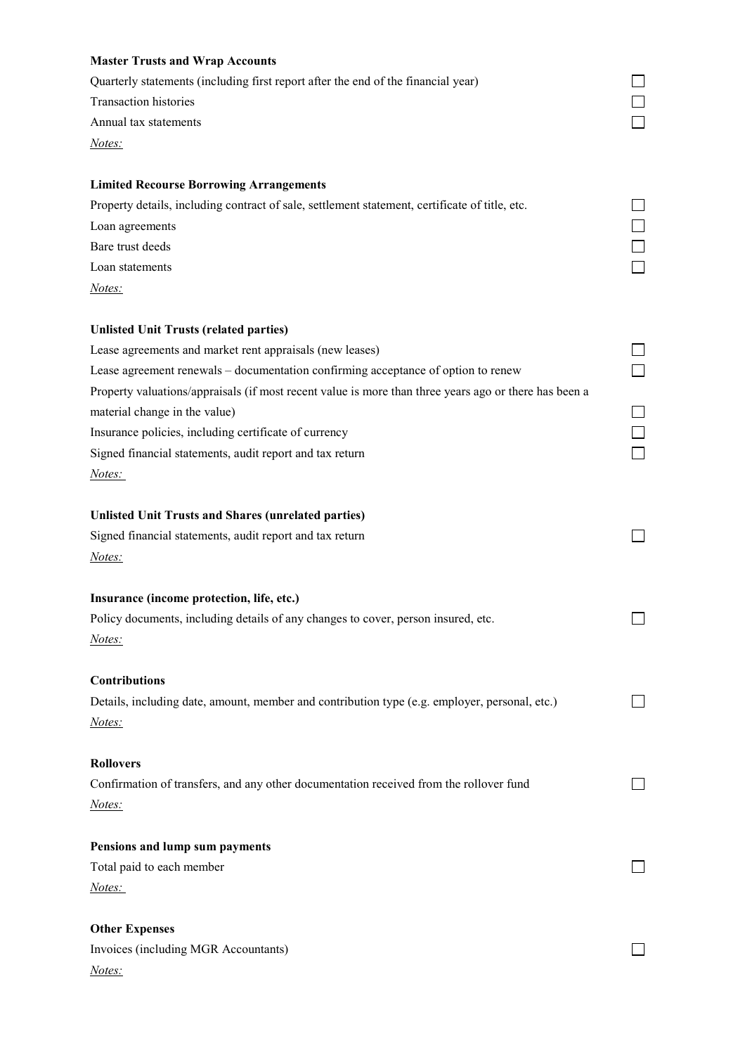**Master Trusts and Wrap Accounts**

- [ ] Quarterly statements (including first report after the end of the financial year)
- [ ] Transaction histories
- [ ] Annual tax statements

*Notes:*

**Limited Recourse Borrowing Arrangements**

- [ ] Property details, including contract of sale, settlement statement, certificate of title, etc.
- [ ] Loan agreements
- [ ] Bare trust deeds
- [ ] Loan statements

*Notes:*

**Unlisted Unit Trusts (related parties)**

- [ ] Lease agreements and market rent appraisals (new leases)
- [ ] Lease agreement renewals – documentation confirming acceptance of option to renew
- [ ] Property valuations/appraisals (if most recent value is more than three years ago or there has been a material change in the value)
- [ ] Insurance policies, including certificate of currency
- [ ] Signed financial statements, audit report and tax return

*Notes:*

**Unlisted Unit Trusts and Shares (unrelated parties)**

- [ ] Signed financial statements, audit report and tax return

*Notes:*

**Insurance (income protection, life, etc.)**

- [ ] Policy documents, including details of any changes to cover, person insured, etc.

*Notes:*

**Contributions**

- [ ] Details, including date, amount, member and contribution type (e.g. employer, personal, etc.)

*Notes:*

**Rollovers**

- [ ] Confirmation of transfers, and any other documentation received from the rollover fund

*Notes:*

**Pensions and lump sum payments**

- [ ] Total paid to each member

*Notes:*

**Other Expenses**

- [ ] Invoices (including MGR Accountants)

*Notes:*